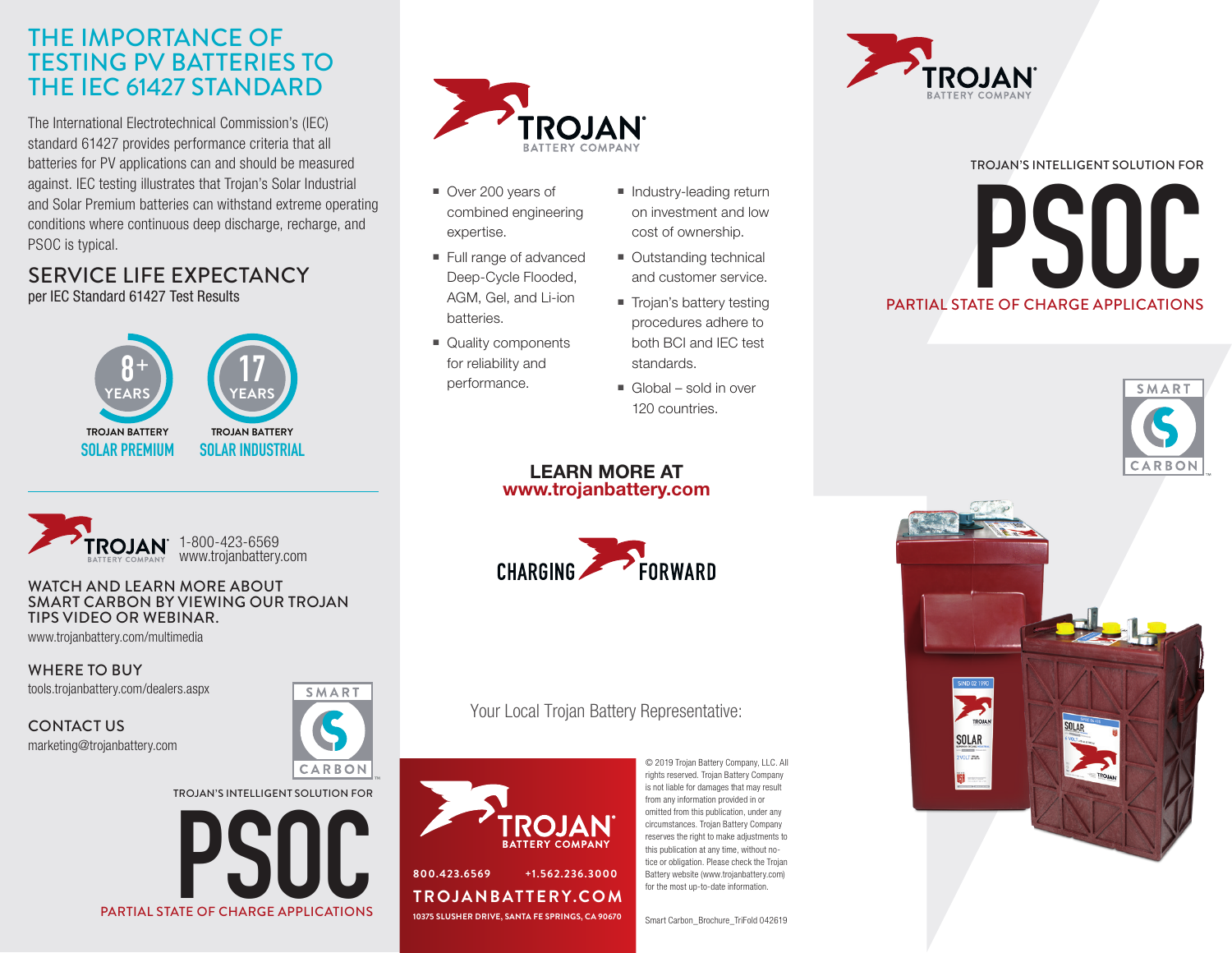# THE IMPORTANCE OF TESTING PV BATTERIES TO THE IEC 61427 STANDARD

The International Electrotechnical Commission's (IEC) standard 61427 provides performance criteria that all batteries for PV applications can and should be measured against. IEC testing illustrates that Trojan's Solar Industrial and Solar Premium batteries can withstand extreme operating conditions where continuous deep discharge, recharge, and PSOC is typical.

## SERVICE LIFE EXPECTANCY

per IEC Standard 61427 Test Results

8+ YEARS
TROJAN BATTERY
SOLAR PREMIUM

17 YEARS
TROJAN BATTERY
SOLAR INDUSTRIAL

TROJAN BATTERY COMPANY
1-800-423-6569
www.trojanbattery.com

WATCH AND LEARN MORE ABOUT SMART CARBON BY VIEWING OUR TROJAN TIPS VIDEO OR WEBINAR.
www.trojanbattery.com/multimedia

WHERE TO BUY
tools.trojanbattery.com/dealers.aspx

CONTACT US
marketing@trojanbattery.com

SMART CARBON™

TROJAN'S INTELLIGENT SOLUTION FOR

# PSOC

PARTIAL STATE OF CHARGE APPLICATIONS

---

TROJAN BATTERY COMPANY

- Over 200 years of combined engineering expertise.
- Full range of advanced Deep-Cycle Flooded, AGM, Gel, and Li-ion batteries.
- Quality components for reliability and performance.
- Industry-leading return on investment and low cost of ownership.
- Outstanding technical and customer service.
- Trojan's battery testing procedures adhere to both BCI and IEC test standards.
- Global – sold in over 120 countries.

**LEARN MORE AT**
**www.trojanbattery.com**

CHARGING FORWARD

Your Local Trojan Battery Representative:

TROJAN BATTERY COMPANY
800.423.6569 +1.562.236.3000
TROJANBATTERY.COM
10375 SLUSHER DRIVE, SANTA FE SPRINGS, CA 90670

© 2019 Trojan Battery Company, LLC. All rights reserved. Trojan Battery Company is not liable for damages that may result from any information provided in or omitted from this publication, under any circumstances. Trojan Battery Company reserves the right to make adjustments to this publication at any time, without notice or obligation. Please check the Trojan Battery website (www.trojanbattery.com) for the most up-to-date information.

Smart Carbon_Brochure_TriFold 042619

---

TROJAN BATTERY COMPANY

TROJAN'S INTELLIGENT SOLUTION FOR

# PSOC

PARTIAL STATE OF CHARGE APPLICATIONS

SMART CARBON™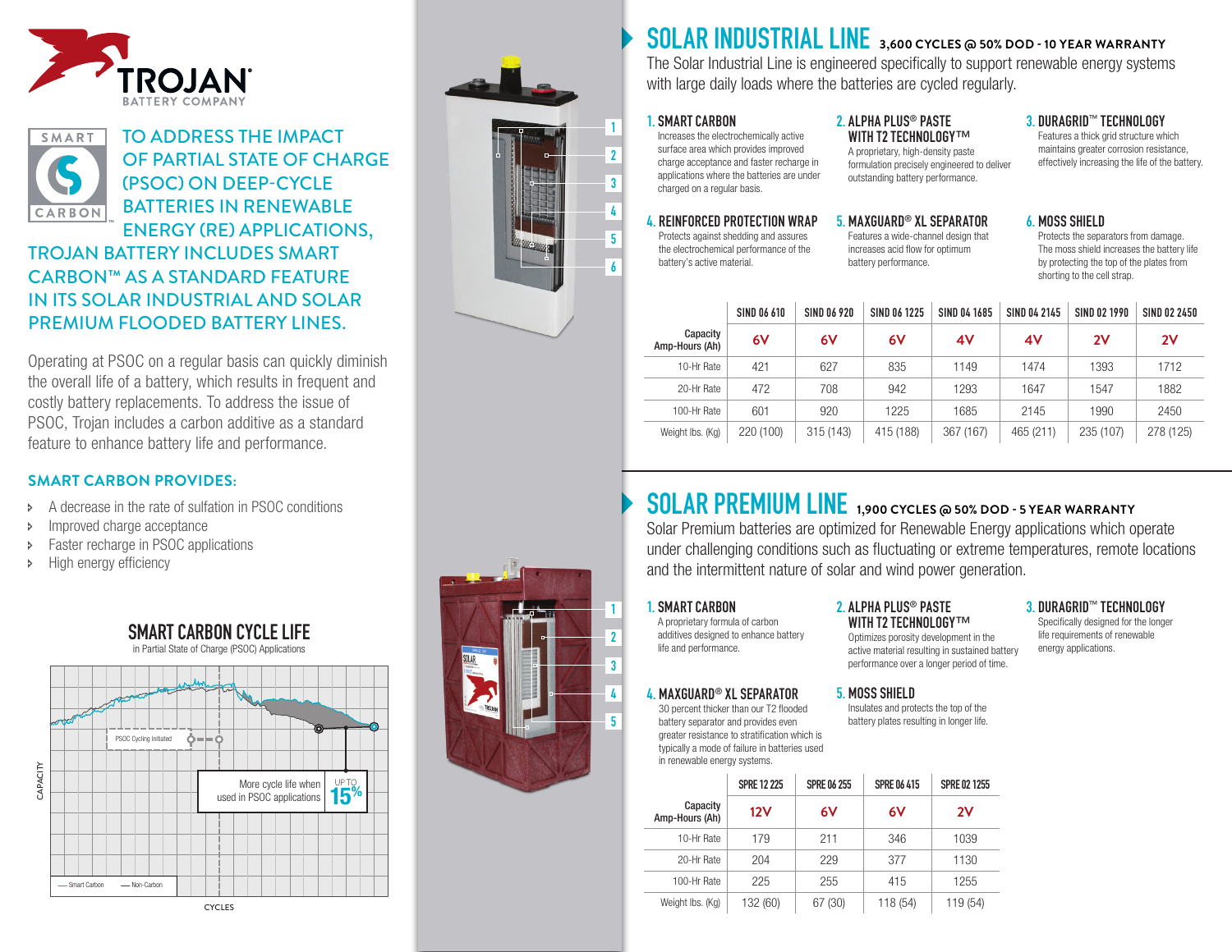TROJAN BATTERY COMPANY

SMART CARBON

## TO ADDRESS THE IMPACT OF PARTIAL STATE OF CHARGE (PSOC) ON DEEP-CYCLE BATTERIES IN RENEWABLE ENERGY (RE) APPLICATIONS, TROJAN BATTERY INCLUDES SMART CARBON™ AS A STANDARD FEATURE IN ITS SOLAR INDUSTRIAL AND SOLAR PREMIUM FLOODED BATTERY LINES.

Operating at PSOC on a regular basis can quickly diminish the overall life of a battery, which results in frequent and costly battery replacements. To address the issue of PSOC, Trojan includes a carbon additive as a standard feature to enhance battery life and performance.

### SMART CARBON PROVIDES:

- A decrease in the rate of sulfation in PSOC conditions
- Improved charge acceptance
- Faster recharge in PSOC applications
- High energy efficiency

### SMART CARBON CYCLE LIFE

in Partial State of Charge (PSOC) Applications

PSOC Cycling Initiated

More cycle life when used in PSOC applications UP TO 15%

CAPACITY

CYCLES

Smart Carbon — Non-Carbon

## SOLAR INDUSTRIAL LINE 3,600 CYCLES @ 50% DOD - 10 YEAR WARRANTY

The Solar Industrial Line is engineered specifically to support renewable energy systems with large daily loads where the batteries are cycled regularly.

**1. SMART CARBON**
Increases the electrochemically active surface area which provides improved charge acceptance and faster recharge in applications where the batteries are under charged on a regular basis.

**2. ALPHA PLUS® PASTE WITH T2 TECHNOLOGY™**
A proprietary, high-density paste formulation precisely engineered to deliver outstanding battery performance.

**3. DURAGRID™ TECHNOLOGY**
Features a thick grid structure which maintains greater corrosion resistance, effectively increasing the life of the battery.

**4. REINFORCED PROTECTION WRAP**
Protects against shedding and assures the electrochemical performance of the battery's active material.

**5. MAXGUARD® XL SEPARATOR**
Features a wide-channel design that increases acid flow for optimum battery performance.

**6. MOSS SHIELD**
Protects the separators from damage. The moss shield increases the battery life by protecting the top of the plates from shorting to the cell strap.

| | SIND 06 610 | SIND 06 920 | SIND 06 1225 | SIND 04 1685 | SIND 04 2145 | SIND 02 1990 | SIND 02 2450 |
|---|---|---|---|---|---|---|---|
| Capacity Amp-Hours (Ah) | 6V | 6V | 6V | 4V | 4V | 2V | 2V |
| 10-Hr Rate | 421 | 627 | 835 | 1149 | 1474 | 1393 | 1712 |
| 20-Hr Rate | 472 | 708 | 942 | 1293 | 1647 | 1547 | 1882 |
| 100-Hr Rate | 601 | 920 | 1225 | 1685 | 2145 | 1990 | 2450 |
| Weight lbs. (Kg) | 220 (100) | 315 (143) | 415 (188) | 367 (167) | 465 (211) | 235 (107) | 278 (125) |

## SOLAR PREMIUM LINE 1,900 CYCLES @ 50% DOD - 5 YEAR WARRANTY

Solar Premium batteries are optimized for Renewable Energy applications which operate under challenging conditions such as fluctuating or extreme temperatures, remote locations and the intermittent nature of solar and wind power generation.

**1. SMART CARBON**
A proprietary formula of carbon additives designed to enhance battery life and performance.

**2. ALPHA PLUS® PASTE WITH T2 TECHNOLOGY™**
Optimizes porosity development in the active material resulting in sustained battery performance over a longer period of time.

**3. DURAGRID™ TECHNOLOGY**
Specifically designed for the longer life requirements of renewable energy applications.

**4. MAXGUARD® XL SEPARATOR**
30 percent thicker than our T2 flooded battery separator and provides even greater resistance to stratification which is typically a mode of failure in batteries used in renewable energy systems.

**5. MOSS SHIELD**
Insulates and protects the top of the battery plates resulting in longer life.

| | SPRE 12 225 | SPRE 06 255 | SPRE 06 415 | SPRE 02 1255 |
|---|---|---|---|---|
| Capacity Amp-Hours (Ah) | 12V | 6V | 6V | 2V |
| 10-Hr Rate | 179 | 211 | 346 | 1039 |
| 20-Hr Rate | 204 | 229 | 377 | 1130 |
| 100-Hr Rate | 225 | 255 | 415 | 1255 |
| Weight lbs. (Kg) | 132 (60) | 67 (30) | 118 (54) | 119 (54) |